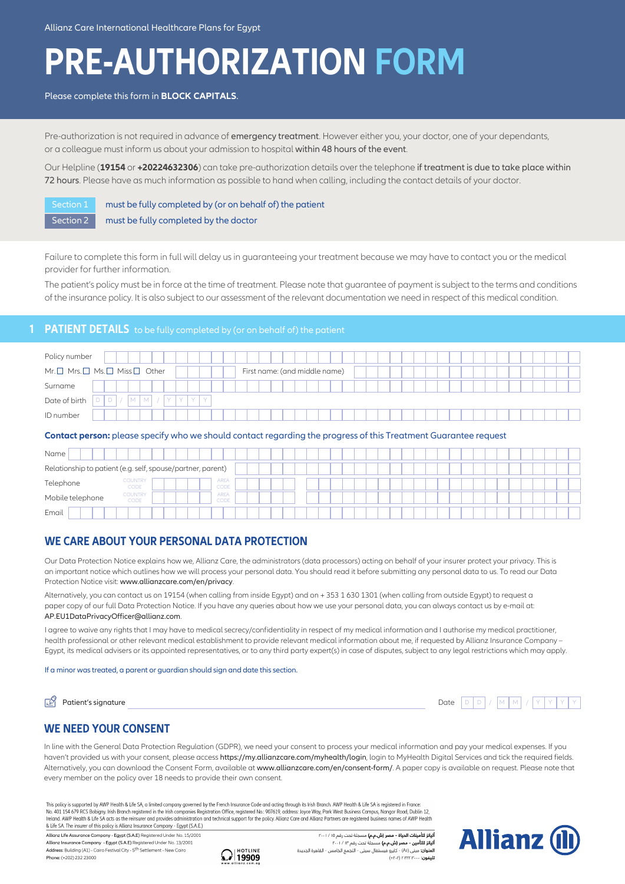Allianz Care International Healthcare Plans for Egypt

# PRE-AUTHORIZATION FORM

Please complete this form in **BLOCK CAPITALS**.

Pre-authorization is not required in advance of emergency treatment. However either you, your doctor, one of your dependants, or a colleague must inform us about your admission to hospital within 48 hours of the event.

Our Helpline (**19154** or **+20224632306**) can take pre-authorization details over the telephone if treatment is due to take place within 72 hours. Please have as much information as possible to hand when calling, including the contact details of your doctor.

| | |
|---|---|
| Section 1 | must be fully completed by (or on behalf of) the patient |
| Section 2 | must be fully completed by the doctor |

Failure to complete this form in full will delay us in guaranteeing your treatment because we may have to contact you or the medical provider for further information.

The patient's policy must be in force at the time of treatment. Please note that guarantee of payment is subject to the terms and conditions of the insurance policy. It is also subject to our assessment of the relevant documentation we need in respect of this medical condition.

## 1 PATIENT DETAILS to be fully completed by (or on behalf of) the patient

Policy number

Mr. ☐ Mrs. ☐ Ms. ☐ Miss ☐ Other ________ First name: (and middle name)

Surname

Date of birth D D / M M / Y Y Y Y

ID number

**Contact person:** please specify who we should contact regarding the progress of this Treatment Guarantee request

Name

Relationship to patient (e.g. self, spouse/partner, parent)

Telephone COUNTRY CODE ________ AREA CODE ________

Mobile telephone COUNTRY CODE ________ AREA CODE ________

Email

## WE CARE ABOUT YOUR PERSONAL DATA PROTECTION

Our Data Protection Notice explains how we, Allianz Care, the administrators (data processors) acting on behalf of your insurer protect your privacy. This is an important notice which outlines how we will process your personal data. You should read it before submitting any personal data to us. To read our Data Protection Notice visit: www.allianzcare.com/en/privacy.

Alternatively, you can contact us on 19154 (when calling from inside Egypt) and on + 353 1 630 1301 (when calling from outside Egypt) to request a paper copy of our full Data Protection Notice. If you have any queries about how we use your personal data, you can always contact us by e-mail at: AP.EU1DataPrivacyOfficer@allianz.com.

I agree to waive any rights that I may have to medical secrecy/confidentiality in respect of my medical information and I authorise my medical practitioner, health professional or other relevant medical establishment to provide relevant medical information about me, if requested by Allianz Insurance Company – Egypt, its medical advisers or its appointed representatives, or to any third party expert(s) in case of disputes, subject to any legal restrictions which may apply.

If a minor was treated, a parent or guardian should sign and date this section.

Patient's signature ____________________ Date D D / M M / Y Y Y Y

## WE NEED YOUR CONSENT

In line with the General Data Protection Regulation (GDPR), we need your consent to process your medical information and pay your medical expenses. If you haven't provided us with your consent, please access https://my.allianzcare.com/myhealth/login, login to MyHealth Digital Services and tick the required fields. Alternatively, you can download the Consent Form, available at www.allianzcare.com/en/consent-form/. A paper copy is available on request. Please note that every member on the policy over 18 needs to provide their own consent.

This policy is supported by AWP Health & Life SA, a limited company governed by the French Insurance Code and acting through its Irish Branch. AWP Health & Life SA is registered in France: No. 401 154 679 RCS Bobigny. Irish Branch registered in the Irish companies Registration Office, registered No.: 907619, address: Joyce Way, Park West Business Campus, Nangor Road, Dublin 12, Ireland. AWP Health & Life SA acts as the reinsurer and provides administration and technical support for the policy. Allianz Care and Allianz Partners are registered business names of AWP Health & Life SA. The insurer of this policy is Allianz Insurance Company - Egypt (S.A.E)

Allianz Life Assurance Company - Egypt (S.A.E) Registered Under No. 15/2001
Allianz Insurance Company - Egypt (S.A.E) Registered Under No. 13/2001
Address: Building (A1) - Cairo Festival City - 5th Settlement - New Cairo
Phone: (+202) 232 23000

HOTLINE 19909
www.allianz.com.eg

أليانز للتأمينات الحياة - مصر (ش.م.م) مسجلة تحت رقم ١٥ / ٢٠٠١
أليانز للتأمين - مصر (ش.م.م) مسجلة تحت رقم ١٣ / ٢٠٠١
العنوان: مبنى (A1) - كايرو فستيفال سيتي - التجمع الخامس - القاهرة الجديدة
تليفون: ٢٣٢٢٣٠٠٠ (٢٠٢+)

Allianz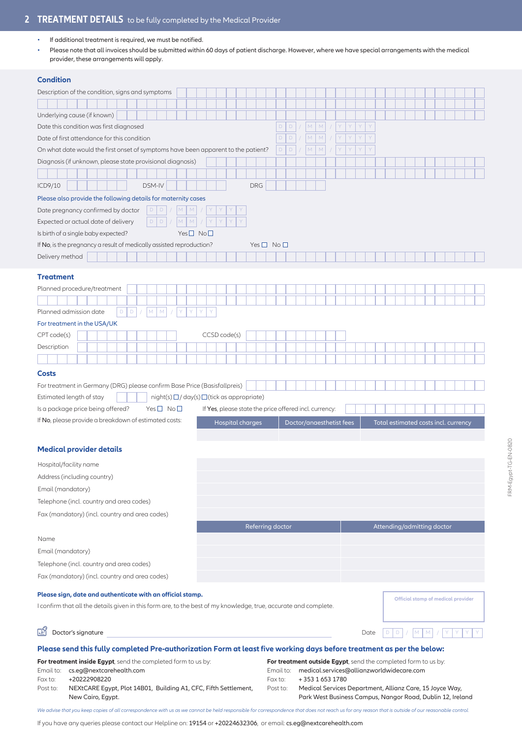## 2 TREATMENT DETAILS to be fully completed by the Medical Provider

- If additional treatment is required, we must be notified.
- Please note that all invoices should be submitted within 60 days of patient discharge. However, where we have special arrangements with the medical provider, these arrangements will apply.

### Condition

Description of the condition, signs and symptoms

Underlying cause (if known)

Date this condition was first diagnosed DD / MM / YYYY

Date of first attendance for this condition DD / MM / YYYY

On what date would the first onset of symptoms have been apparent to the patient? DD / MM / YYYY

Diagnosis (if unknown, please state provisional diagnosis)

ICD9/10 DSM-IV DRG

Please also provide the following details for maternity cases

Date pregnancy confirmed by doctor DD / MM / YYYY

Expected or actual date of delivery DD / MM / YYYY

Is birth of a single baby expected? Yes ☐ No ☐

If **No**, is the pregnancy a result of medically assisted reproduction? Yes ☐ No ☐

Delivery method

### Treatment

Planned procedure/treatment

Planned admission date DD / MM / YYYY

For treatment in the USA/UK

CPT code(s) CCSD code(s)

Description

### Costs

For treatment in Germany (DRG) please confirm Base Price (Basisfallpreis)

Estimated length of stay night(s) ☐ / day(s) ☐ (tick as appropriate)

Is a package price being offered? Yes ☐ No ☐ If **Yes**, please state the price offered incl. currency:

If **No**, please provide a breakdown of estimated costs:

| Hospital charges | Doctor/anaesthetist fees | Total estimated costs incl. currency |
|---|---|---|
| | | |

### Medical provider details

| | |
|---|---|
| Hospital/facility name | |
| Address (including country) | |
| Email (mandatory) | |
| Telephone (incl. country and area codes) | |
| Fax (mandatory) (incl. country and area codes) | |

| | Referring doctor | Attending/admitting doctor |
|---|---|---|
| Name | | |
| Email (mandatory) | | |
| Telephone (incl. country and area codes) | | |
| Fax (mandatory) (incl. country and area codes) | | |

**Please sign, date and authenticate with an official stamp.**

I confirm that all the details given in this form are, to the best of my knowledge, true, accurate and complete.

Official stamp of medical provider

Doctor's signature ______________________ Date DD / MM / YYYY

**Please send this fully completed Pre-authorization Form at least five working days before treatment as per the below:**

**For treatment inside Egypt**, send the completed form to us by:
Email to: cs.eg@nextcarehealth.com
Fax to: +20222908220
Post to: NEXtCARE Egypt, Plot 14B01, Building A1, CFC, Fifth Settlement, New Cairo, Egypt.

**For treatment outside Egypt**, send the completed form to us by:
Email to: medical.services@allianzworldwidecare.com
Fax to: + 353 1 653 1780
Post to: Medical Services Department, Allianz Care, 15 Joyce Way, Park West Business Campus, Nangor Road, Dublin 12, Ireland

*We advise that you keep copies of all correspondence with us as we cannot be held responsible for correspondence that does not reach us for any reason that is outside of our reasonable control.*

If you have any queries please contact our Helpline on: 19154 or +20224632306, or email: cs.eg@nextcarehealth.com

FRM-Egypt-TG-EN-0820